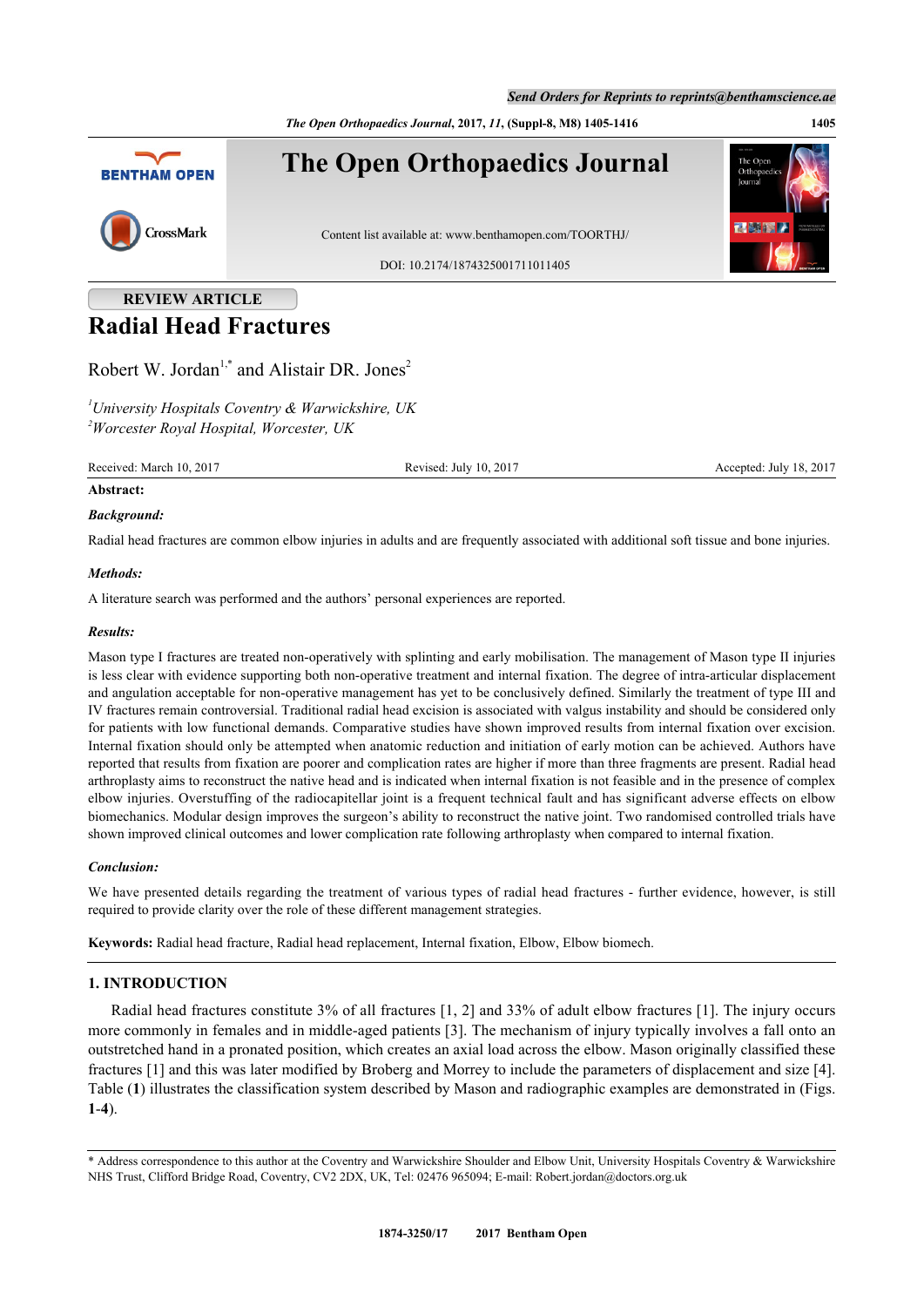REVIEW ARTICLE

# Radial Head Fractures

Robert W. Jordan[1,*] and Alistair DR. Jones[2]

[1] *University Hospitals Coventry & Warwickshire, UK*
[2] *Worcester Royal Hospital, Worcester, UK*

Received: March 10, 2017 Revised: July 10, 2017 Accepted: July 18, 2017

**Abstract:**

***Background:***

Radial head fractures are common elbow injuries in adults and are frequently associated with additional soft tissue and bone injuries.

***Methods:***

A literature search was performed and the authors' personal experiences are reported.

***Results:***

Mason type I fractures are treated non-operatively with splinting and early mobilisation. The management of Mason type II injuries is less clear with evidence supporting both non-operative treatment and internal fixation. The degree of intra-articular displacement and angulation acceptable for non-operative management has yet to be conclusively defined. Similarly the treatment of type III and IV fractures remain controversial. Traditional radial head excision is associated with valgus instability and should be considered only for patients with low functional demands. Comparative studies have shown improved results from internal fixation over excision. Internal fixation should only be attempted when anatomic reduction and initiation of early motion can be achieved. Authors have reported that results from fixation are poorer and complication rates are higher if more than three fragments are present. Radial head arthroplasty aims to reconstruct the native head and is indicated when internal fixation is not feasible and in the presence of complex elbow injuries. Overstuffing of the radiocapitellar joint is a frequent technical fault and has significant adverse effects on elbow biomechanics. Modular design improves the surgeon's ability to reconstruct the native joint. Two randomised controlled trials have shown improved clinical outcomes and lower complication rate following arthroplasty when compared to internal fixation.

***Conclusion:***

We have presented details regarding the treatment of various types of radial head fractures - further evidence, however, is still required to provide clarity over the role of these different management strategies.

**Keywords:** Radial head fracture, Radial head replacement, Internal fixation, Elbow, Elbow biomech.

## 1. INTRODUCTION

Radial head fractures constitute 3% of all fractures [1, 2] and 33% of adult elbow fractures [1]. The injury occurs more commonly in females and in middle-aged patients [3]. The mechanism of injury typically involves a fall onto an outstretched hand in a pronated position, which creates an axial load across the elbow. Mason originally classified these fractures [1] and this was later modified by Broberg and Morrey to include the parameters of displacement and size [4]. Table (**1**) illustrates the classification system described by Mason and radiographic examples are demonstrated in (Figs. **1**-**4**).

\* Address correspondence to this author at the Coventry and Warwickshire Shoulder and Elbow Unit, University Hospitals Coventry & Warwickshire NHS Trust, Clifford Bridge Road, Coventry, CV2 2DX, UK, Tel: 02476 965094; E-mail: Robert.jordan@doctors.org.uk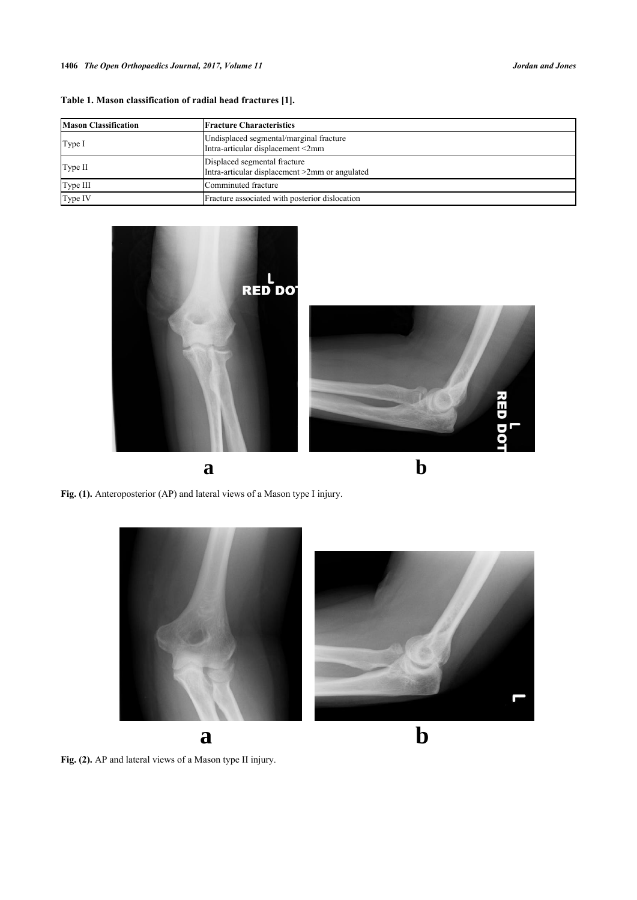**Table 1. Mason classification of radial head fractures [1].**

| Mason Classification | Fracture Characteristics |
| --- | --- |
| Type I | Undisplaced segmental/marginal fracture<br>Intra-articular displacement <2mm |
| Type II | Displaced segmental fracture<br>Intra-articular displacement >2mm or angulated |
| Type III | Comminuted fracture |
| Type IV | Fracture associated with posterior dislocation |

**Fig. (1).** Anteroposterior (AP) and lateral views of a Mason type I injury.

**Fig. (2).** AP and lateral views of a Mason type II injury.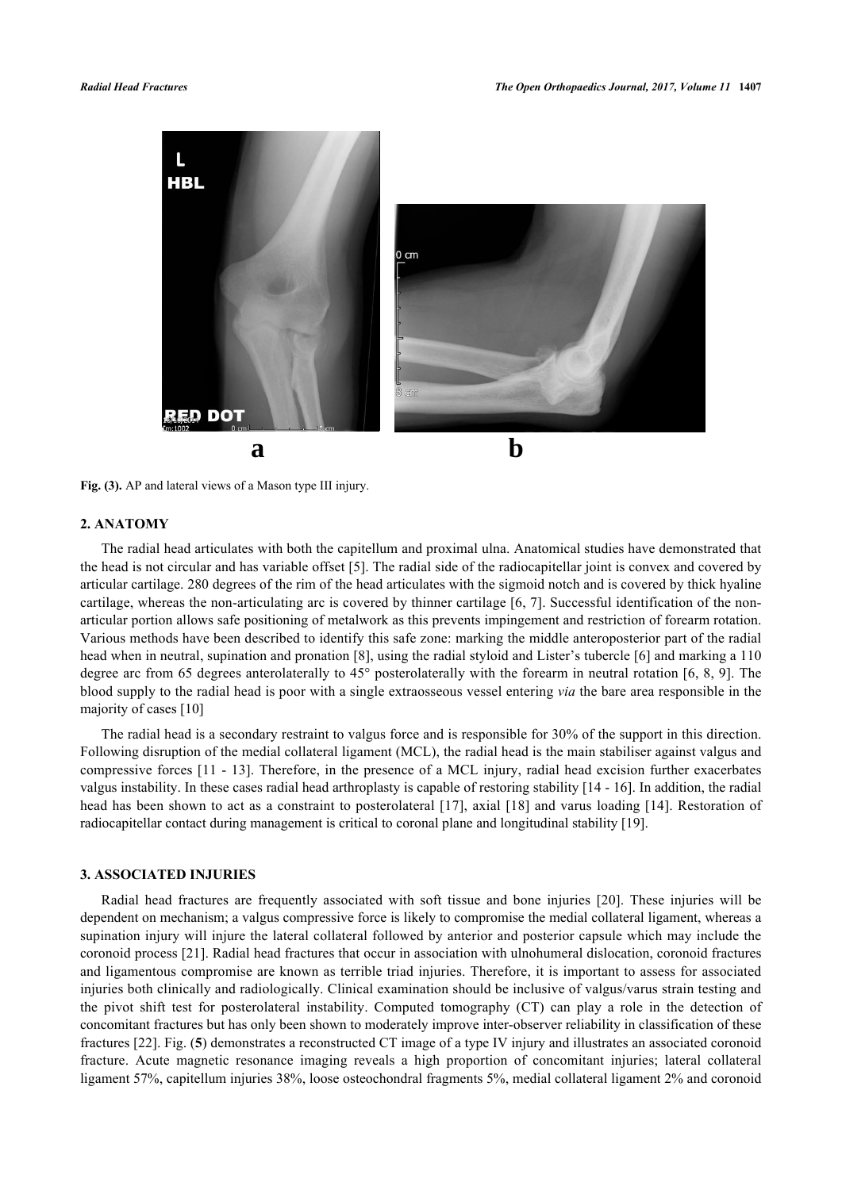Fig. (3). AP and lateral views of a Mason type III injury.

## 2. ANATOMY

The radial head articulates with both the capitellum and proximal ulna. Anatomical studies have demonstrated that the head is not circular and has variable offset [5]. The radial side of the radiocapitellar joint is convex and covered by articular cartilage. 280 degrees of the rim of the head articulates with the sigmoid notch and is covered by thick hyaline cartilage, whereas the non-articulating arc is covered by thinner cartilage [6, 7]. Successful identification of the non-articular portion allows safe positioning of metalwork as this prevents impingement and restriction of forearm rotation. Various methods have been described to identify this safe zone: marking the middle anteroposterior part of the radial head when in neutral, supination and pronation [8], using the radial styloid and Lister's tubercle [6] and marking a 110 degree arc from 65 degrees anterolaterally to 45° posterolaterally with the forearm in neutral rotation [6, 8, 9]. The blood supply to the radial head is poor with a single extraosseous vessel entering *via* the bare area responsible in the majority of cases [10]

The radial head is a secondary restraint to valgus force and is responsible for 30% of the support in this direction. Following disruption of the medial collateral ligament (MCL), the radial head is the main stabiliser against valgus and compressive forces [11 - 13]. Therefore, in the presence of a MCL injury, radial head excision further exacerbates valgus instability. In these cases radial head arthroplasty is capable of restoring stability [14 - 16]. In addition, the radial head has been shown to act as a constraint to posterolateral [17], axial [18] and varus loading [14]. Restoration of radiocapitellar contact during management is critical to coronal plane and longitudinal stability [19].

## 3. ASSOCIATED INJURIES

Radial head fractures are frequently associated with soft tissue and bone injuries [20]. These injuries will be dependent on mechanism; a valgus compressive force is likely to compromise the medial collateral ligament, whereas a supination injury will injure the lateral collateral followed by anterior and posterior capsule which may include the coronoid process [21]. Radial head fractures that occur in association with ulnohumeral dislocation, coronoid fractures and ligamentous compromise are known as terrible triad injuries. Therefore, it is important to assess for associated injuries both clinically and radiologically. Clinical examination should be inclusive of valgus/varus strain testing and the pivot shift test for posterolateral instability. Computed tomography (CT) can play a role in the detection of concomitant fractures but has only been shown to moderately improve inter-observer reliability in classification of these fractures [22]. Fig. (**5**) demonstrates a reconstructed CT image of a type IV injury and illustrates an associated coronoid fracture. Acute magnetic resonance imaging reveals a high proportion of concomitant injuries; lateral collateral ligament 57%, capitellum injuries 38%, loose osteochondral fragments 5%, medial collateral ligament 2% and coronoid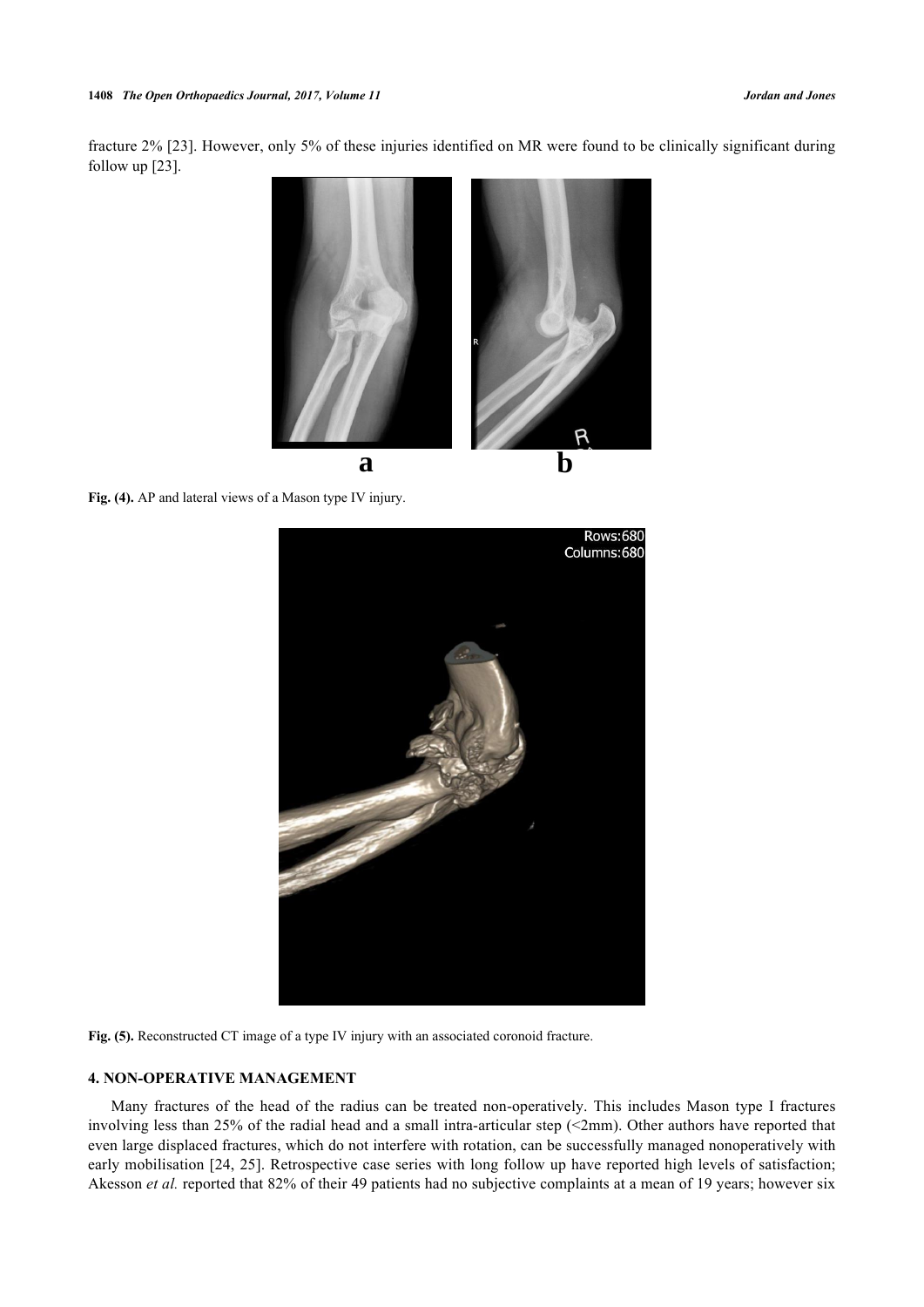fracture 2% [23]. However, only 5% of these injuries identified on MR were found to be clinically significant during follow up [23].

**Fig. (4).** AP and lateral views of a Mason type IV injury.

**Fig. (5).** Reconstructed CT image of a type IV injury with an associated coronoid fracture.

## 4. NON-OPERATIVE MANAGEMENT

Many fractures of the head of the radius can be treated non-operatively. This includes Mason type I fractures involving less than 25% of the radial head and a small intra-articular step (<2mm). Other authors have reported that even large displaced fractures, which do not interfere with rotation, can be successfully managed nonoperatively with early mobilisation [24, 25]. Retrospective case series with long follow up have reported high levels of satisfaction; Akesson *et al.* reported that 82% of their 49 patients had no subjective complaints at a mean of 19 years; however six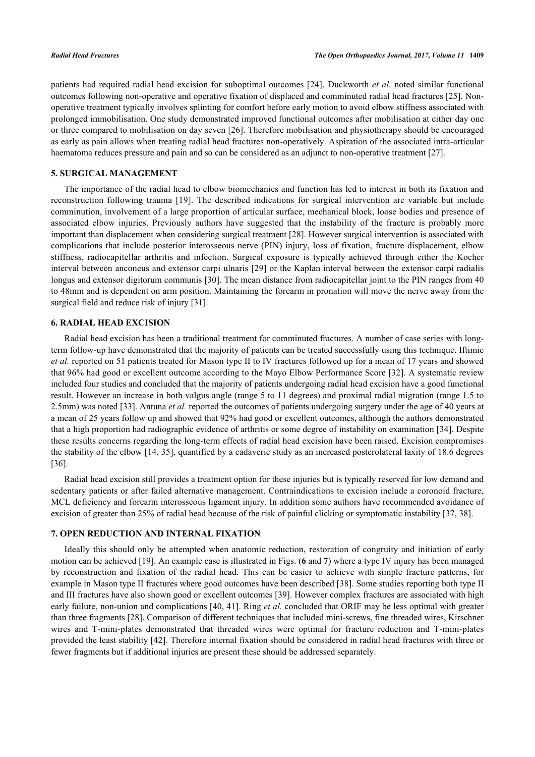patients had required radial head excision for suboptimal outcomes [24]. Duckworth *et al.* noted similar functional outcomes following non-operative and operative fixation of displaced and comminuted radial head fractures [25]. Non-operative treatment typically involves splinting for comfort before early motion to avoid elbow stiffness associated with prolonged immobilisation. One study demonstrated improved functional outcomes after mobilisation at either day one or three compared to mobilisation on day seven [26]. Therefore mobilisation and physiotherapy should be encouraged as early as pain allows when treating radial head fractures non-operatively. Aspiration of the associated intra-articular haematoma reduces pressure and pain and so can be considered as an adjunct to non-operative treatment [27].

## 5. SURGICAL MANAGEMENT

The importance of the radial head to elbow biomechanics and function has led to interest in both its fixation and reconstruction following trauma [19]. The described indications for surgical intervention are variable but include comminution, involvement of a large proportion of articular surface, mechanical block, loose bodies and presence of associated elbow injuries. Previously authors have suggested that the instability of the fracture is probably more important than displacement when considering surgical treatment [28]. However surgical intervention is associated with complications that include posterior interosseous nerve (PIN) injury, loss of fixation, fracture displacement, elbow stiffness, radiocapitellar arthritis and infection. Surgical exposure is typically achieved through either the Kocher interval between anconeus and extensor carpi ulnaris [29] or the Kaplan interval between the extensor carpi radialis longus and extensor digitorum communis [30]. The mean distance from radiocapitellar joint to the PIN ranges from 40 to 48mm and is dependent on arm position. Maintaining the forearm in pronation will move the nerve away from the surgical field and reduce risk of injury [31].

## 6. RADIAL HEAD EXCISION

Radial head excision has been a traditional treatment for comminuted fractures. A number of case series with long-term follow-up have demonstrated that the majority of patients can be treated successfully using this technique. Iftimie *et al.* reported on 51 patients treated for Mason type II to IV fractures followed up for a mean of 17 years and showed that 96% had good or excellent outcome according to the Mayo Elbow Performance Score [32]. A systematic review included four studies and concluded that the majority of patients undergoing radial head excision have a good functional result. However an increase in both valgus angle (range 5 to 11 degrees) and proximal radial migration (range 1.5 to 2.5mm) was noted [33]. Antuna *et al.* reported the outcomes of patients undergoing surgery under the age of 40 years at a mean of 25 years follow up and showed that 92% had good or excellent outcomes, although the authors demonstrated that a high proportion had radiographic evidence of arthritis or some degree of instability on examination [34]. Despite these results concerns regarding the long-term effects of radial head excision have been raised. Excision compromises the stability of the elbow [14, 35], quantified by a cadaveric study as an increased posterolateral laxity of 18.6 degrees [36].

Radial head excision still provides a treatment option for these injuries but is typically reserved for low demand and sedentary patients or after failed alternative management. Contraindications to excision include a coronoid fracture, MCL deficiency and forearm interosseous ligament injury. In addition some authors have recommended avoidance of excision of greater than 25% of radial head because of the risk of painful clicking or symptomatic instability [37, 38].

## 7. OPEN REDUCTION AND INTERNAL FIXATION

Ideally this should only be attempted when anatomic reduction, restoration of congruity and initiation of early motion can be achieved [19]. An example case is illustrated in Figs. (**6** and **7**) where a type IV injury has been managed by reconstruction and fixation of the radial head. This can be easier to achieve with simple fracture patterns, for example in Mason type II fractures where good outcomes have been described [38]. Some studies reporting both type II and III fractures have also shown good or excellent outcomes [39]. However complex fractures are associated with high early failure, non-union and complications [40, 41]. Ring *et al.* concluded that ORIF may be less optimal with greater than three fragments [28]. Comparison of different techniques that included mini-screws, fine threaded wires, Kirschner wires and T-mini-plates demonstrated that threaded wires were optimal for fracture reduction and T-mini-plates provided the least stability [42]. Therefore internal fixation should be considered in radial head fractures with three or fewer fragments but if additional injuries are present these should be addressed separately.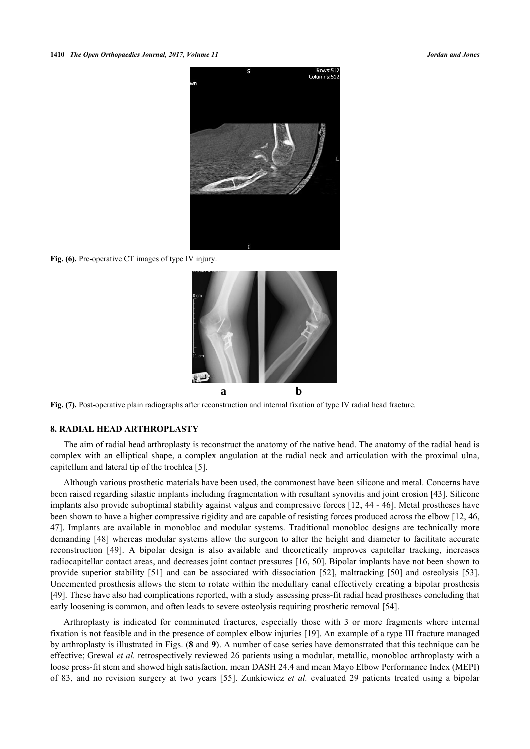Fig. (6). Pre-operative CT images of type IV injury.

a b

Fig. (7). Post-operative plain radiographs after reconstruction and internal fixation of type IV radial head fracture.

## 8. RADIAL HEAD ARTHROPLASTY

The aim of radial head arthroplasty is reconstruct the anatomy of the native head. The anatomy of the radial head is complex with an elliptical shape, a complex angulation at the radial neck and articulation with the proximal ulna, capitellum and lateral tip of the trochlea [5].

Although various prosthetic materials have been used, the commonest have been silicone and metal. Concerns have been raised regarding silastic implants including fragmentation with resultant synovitis and joint erosion [43]. Silicone implants also provide suboptimal stability against valgus and compressive forces [12, 44 - 46]. Metal prostheses have been shown to have a higher compressive rigidity and are capable of resisting forces produced across the elbow [12, 46, 47]. Implants are available in monobloc and modular systems. Traditional monobloc designs are technically more demanding [48] whereas modular systems allow the surgeon to alter the height and diameter to facilitate accurate reconstruction [49]. A bipolar design is also available and theoretically improves capitellar tracking, increases radiocapitellar contact areas, and decreases joint contact pressures [16, 50]. Bipolar implants have not been shown to provide superior stability [51] and can be associated with dissociation [52], maltracking [50] and osteolysis [53]. Uncemented prosthesis allows the stem to rotate within the medullary canal effectively creating a bipolar prosthesis [49]. These have also had complications reported, with a study assessing press-fit radial head prostheses concluding that early loosening is common, and often leads to severe osteolysis requiring prosthetic removal [54].

Arthroplasty is indicated for comminuted fractures, especially those with 3 or more fragments where internal fixation is not feasible and in the presence of complex elbow injuries [19]. An example of a type III fracture managed by arthroplasty is illustrated in Figs. (**8** and **9**). A number of case series have demonstrated that this technique can be effective; Grewal *et al.* retrospectively reviewed 26 patients using a modular, metallic, monobloc arthroplasty with a loose press-fit stem and showed high satisfaction, mean DASH 24.4 and mean Mayo Elbow Performance Index (MEPI) of 83, and no revision surgery at two years [55]. Zunkiewicz *et al.* evaluated 29 patients treated using a bipolar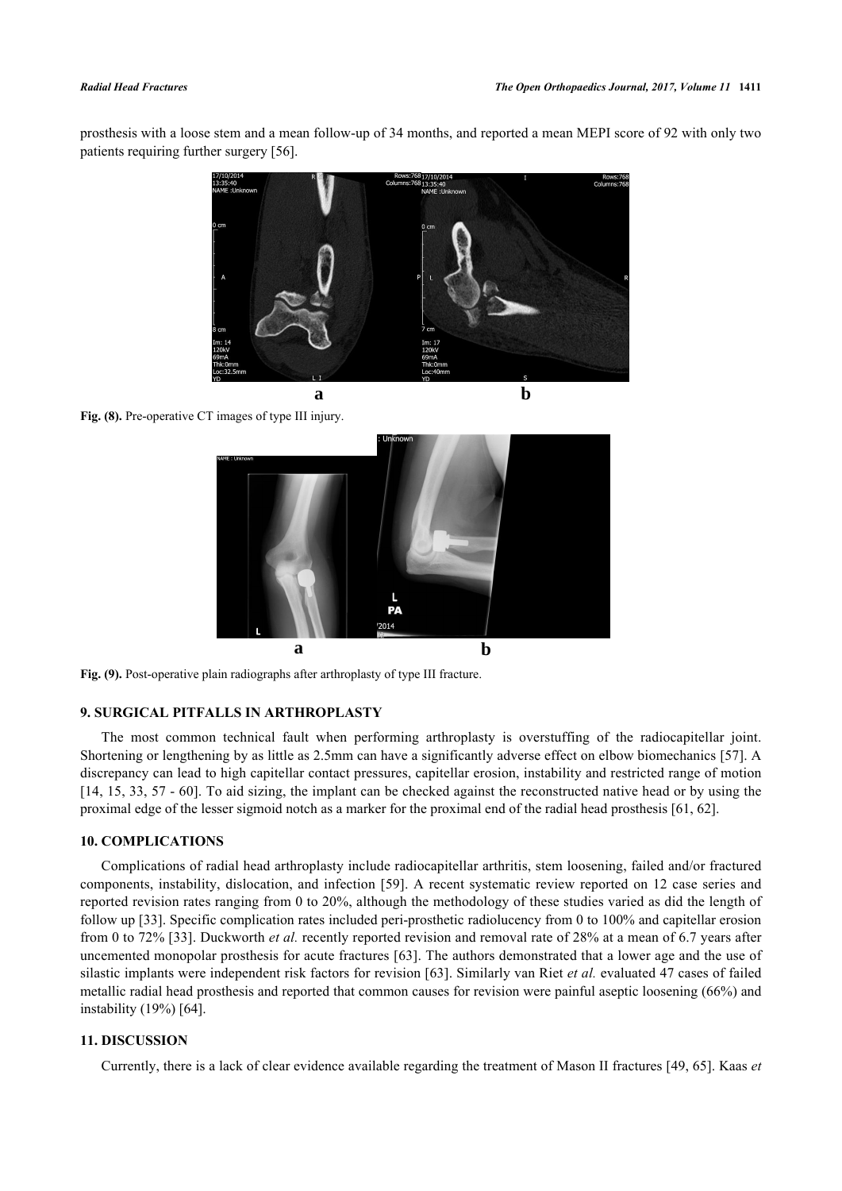prosthesis with a loose stem and a mean follow-up of 34 months, and reported a mean MEPI score of 92 with only two patients requiring further surgery [56].

**Fig. (8).** Pre-operative CT images of type III injury.

**Fig. (9).** Post-operative plain radiographs after arthroplasty of type III fracture.

## 9. SURGICAL PITFALLS IN ARTHROPLASTY

The most common technical fault when performing arthroplasty is overstuffing of the radiocapitellar joint. Shortening or lengthening by as little as 2.5mm can have a significantly adverse effect on elbow biomechanics [57]. A discrepancy can lead to high capitellar contact pressures, capitellar erosion, instability and restricted range of motion [14, 15, 33, 57 - 60]. To aid sizing, the implant can be checked against the reconstructed native head or by using the proximal edge of the lesser sigmoid notch as a marker for the proximal end of the radial head prosthesis [61, 62].

## 10. COMPLICATIONS

Complications of radial head arthroplasty include radiocapitellar arthritis, stem loosening, failed and/or fractured components, instability, dislocation, and infection [59]. A recent systematic review reported on 12 case series and reported revision rates ranging from 0 to 20%, although the methodology of these studies varied as did the length of follow up [33]. Specific complication rates included peri-prosthetic radiolucency from 0 to 100% and capitellar erosion from 0 to 72% [33]. Duckworth *et al.* recently reported revision and removal rate of 28% at a mean of 6.7 years after uncemented monopolar prosthesis for acute fractures [63]. The authors demonstrated that a lower age and the use of silastic implants were independent risk factors for revision [63]. Similarly van Riet *et al.* evaluated 47 cases of failed metallic radial head prosthesis and reported that common causes for revision were painful aseptic loosening (66%) and instability (19%) [64].

## 11. DISCUSSION

Currently, there is a lack of clear evidence available regarding the treatment of Mason II fractures [49, 65]. Kaas *et*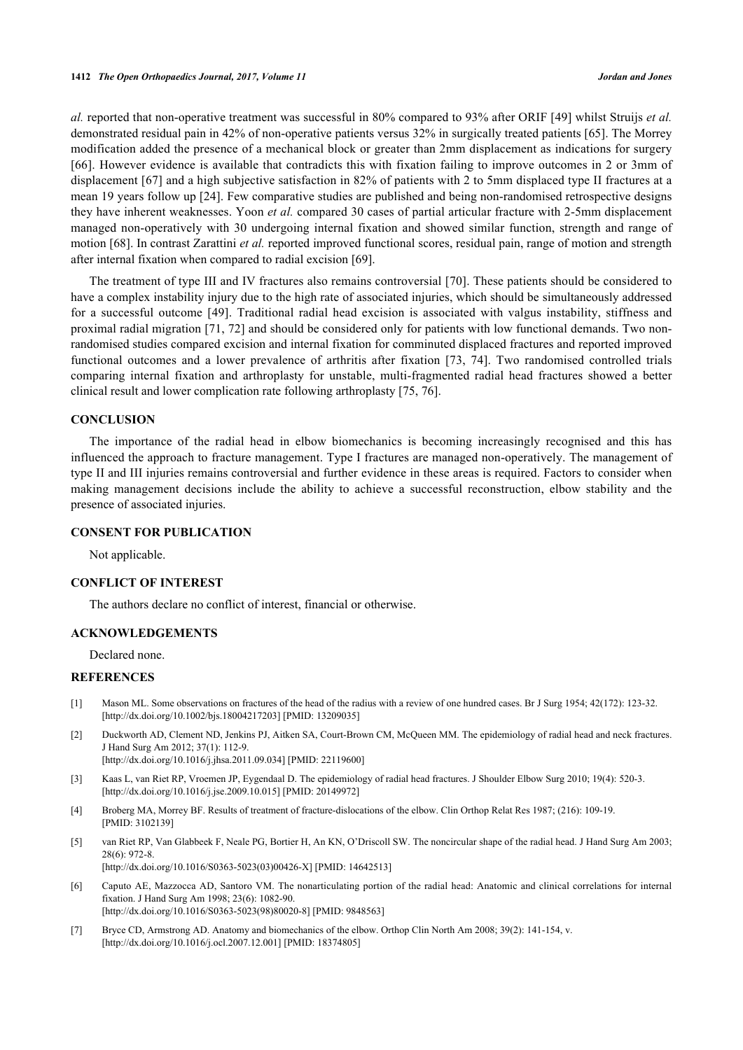*al.* reported that non-operative treatment was successful in 80% compared to 93% after ORIF [49] whilst Struijs *et al.* demonstrated residual pain in 42% of non-operative patients versus 32% in surgically treated patients [65]. The Morrey modification added the presence of a mechanical block or greater than 2mm displacement as indications for surgery [66]. However evidence is available that contradicts this with fixation failing to improve outcomes in 2 or 3mm of displacement [67] and a high subjective satisfaction in 82% of patients with 2 to 5mm displaced type II fractures at a mean 19 years follow up [24]. Few comparative studies are published and being non-randomised retrospective designs they have inherent weaknesses. Yoon *et al.* compared 30 cases of partial articular fracture with 2-5mm displacement managed non-operatively with 30 undergoing internal fixation and showed similar function, strength and range of motion [68]. In contrast Zarattini *et al.* reported improved functional scores, residual pain, range of motion and strength after internal fixation when compared to radial excision [69].

The treatment of type III and IV fractures also remains controversial [70]. These patients should be considered to have a complex instability injury due to the high rate of associated injuries, which should be simultaneously addressed for a successful outcome [49]. Traditional radial head excision is associated with valgus instability, stiffness and proximal radial migration [71, 72] and should be considered only for patients with low functional demands. Two non-randomised studies compared excision and internal fixation for comminuted displaced fractures and reported improved functional outcomes and a lower prevalence of arthritis after fixation [73, 74]. Two randomised controlled trials comparing internal fixation and arthroplasty for unstable, multi-fragmented radial head fractures showed a better clinical result and lower complication rate following arthroplasty [75, 76].

## CONCLUSION

The importance of the radial head in elbow biomechanics is becoming increasingly recognised and this has influenced the approach to fracture management. Type I fractures are managed non-operatively. The management of type II and III injuries remains controversial and further evidence in these areas is required. Factors to consider when making management decisions include the ability to achieve a successful reconstruction, elbow stability and the presence of associated injuries.

## CONSENT FOR PUBLICATION

Not applicable.

## CONFLICT OF INTEREST

The authors declare no conflict of interest, financial or otherwise.

## ACKNOWLEDGEMENTS

Declared none.

## REFERENCES

[1] Mason ML. Some observations on fractures of the head of the radius with a review of one hundred cases. Br J Surg 1954; 42(172): 123-32. [http://dx.doi.org/10.1002/bjs.18004217203] [PMID: 13209035]

[2] Duckworth AD, Clement ND, Jenkins PJ, Aitken SA, Court-Brown CM, McQueen MM. The epidemiology of radial head and neck fractures. J Hand Surg Am 2012; 37(1): 112-9. [http://dx.doi.org/10.1016/j.jhsa.2011.09.034] [PMID: 22119600]

[3] Kaas L, van Riet RP, Vroemen JP, Eygendaal D. The epidemiology of radial head fractures. J Shoulder Elbow Surg 2010; 19(4): 520-3. [http://dx.doi.org/10.1016/j.jse.2009.10.015] [PMID: 20149972]

[4] Broberg MA, Morrey BF. Results of treatment of fracture-dislocations of the elbow. Clin Orthop Relat Res 1987; (216): 109-19. [PMID: 3102139]

[5] van Riet RP, Van Glabbeek F, Neale PG, Bortier H, An KN, O'Driscoll SW. The noncircular shape of the radial head. J Hand Surg Am 2003; 28(6): 972-8. [http://dx.doi.org/10.1016/S0363-5023(03)00426-X] [PMID: 14642513]

[6] Caputo AE, Mazzocca AD, Santoro VM. The nonarticulating portion of the radial head: Anatomic and clinical correlations for internal fixation. J Hand Surg Am 1998; 23(6): 1082-90. [http://dx.doi.org/10.1016/S0363-5023(98)80020-8] [PMID: 9848563]

[7] Bryce CD, Armstrong AD. Anatomy and biomechanics of the elbow. Orthop Clin North Am 2008; 39(2): 141-154, v. [http://dx.doi.org/10.1016/j.ocl.2007.12.001] [PMID: 18374805]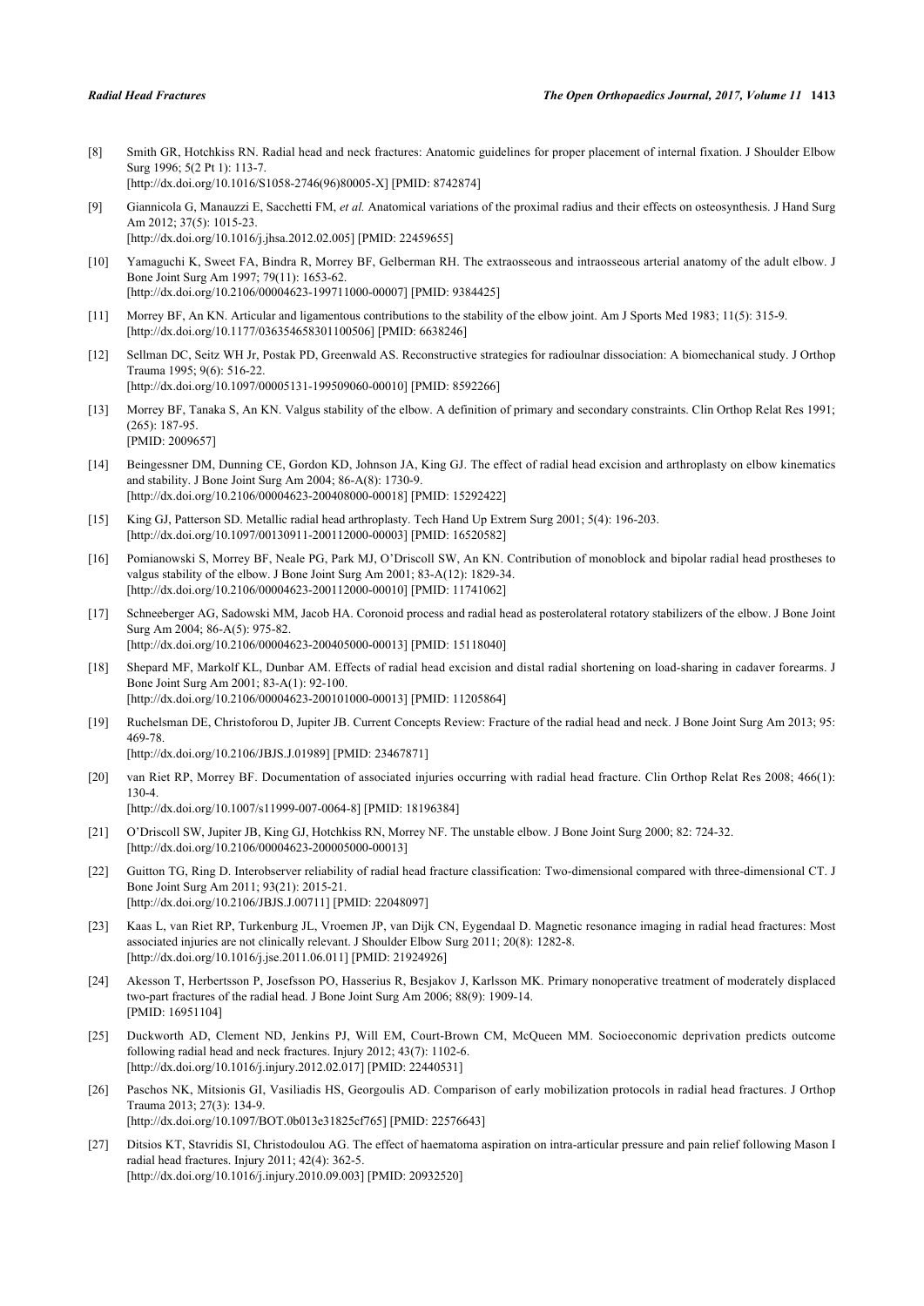[8] Smith GR, Hotchkiss RN. Radial head and neck fractures: Anatomic guidelines for proper placement of internal fixation. J Shoulder Elbow Surg 1996; 5(2 Pt 1): 113-7.
[http://dx.doi.org/10.1016/S1058-2746(96)80005-X] [PMID: 8742874]

[9] Giannicola G, Manauzzi E, Sacchetti FM, *et al.* Anatomical variations of the proximal radius and their effects on osteosynthesis. J Hand Surg Am 2012; 37(5): 1015-23.
[http://dx.doi.org/10.1016/j.jhsa.2012.02.005] [PMID: 22459655]

[10] Yamaguchi K, Sweet FA, Bindra R, Morrey BF, Gelberman RH. The extraosseous and intraosseous arterial anatomy of the adult elbow. J Bone Joint Surg Am 1997; 79(11): 1653-62.
[http://dx.doi.org/10.2106/00004623-199711000-00007] [PMID: 9384425]

[11] Morrey BF, An KN. Articular and ligamentous contributions to the stability of the elbow joint. Am J Sports Med 1983; 11(5): 315-9.
[http://dx.doi.org/10.1177/036354658301100506] [PMID: 6638246]

[12] Sellman DC, Seitz WH Jr, Postak PD, Greenwald AS. Reconstructive strategies for radioulnar dissociation: A biomechanical study. J Orthop Trauma 1995; 9(6): 516-22.
[http://dx.doi.org/10.1097/00005131-199509060-00010] [PMID: 8592266]

[13] Morrey BF, Tanaka S, An KN. Valgus stability of the elbow. A definition of primary and secondary constraints. Clin Orthop Relat Res 1991; (265): 187-95.
[PMID: 2009657]

[14] Beingessner DM, Dunning CE, Gordon KD, Johnson JA, King GJ. The effect of radial head excision and arthroplasty on elbow kinematics and stability. J Bone Joint Surg Am 2004; 86-A(8): 1730-9.
[http://dx.doi.org/10.2106/00004623-200408000-00018] [PMID: 15292422]

[15] King GJ, Patterson SD. Metallic radial head arthroplasty. Tech Hand Up Extrem Surg 2001; 5(4): 196-203.
[http://dx.doi.org/10.1097/00130911-200112000-00003] [PMID: 16520582]

[16] Pomianowski S, Morrey BF, Neale PG, Park MJ, O'Driscoll SW, An KN. Contribution of monoblock and bipolar radial head prostheses to valgus stability of the elbow. J Bone Joint Surg Am 2001; 83-A(12): 1829-34.
[http://dx.doi.org/10.2106/00004623-200112000-00010] [PMID: 11741062]

[17] Schneeberger AG, Sadowski MM, Jacob HA. Coronoid process and radial head as posterolateral rotatory stabilizers of the elbow. J Bone Joint Surg Am 2004; 86-A(5): 975-82.
[http://dx.doi.org/10.2106/00004623-200405000-00013] [PMID: 15118040]

[18] Shepard MF, Markolf KL, Dunbar AM. Effects of radial head excision and distal radial shortening on load-sharing in cadaver forearms. J Bone Joint Surg Am 2001; 83-A(1): 92-100.
[http://dx.doi.org/10.2106/00004623-200101000-00013] [PMID: 11205864]

[19] Ruchelsman DE, Christoforou D, Jupiter JB. Current Concepts Review: Fracture of the radial head and neck. J Bone Joint Surg Am 2013; 95: 469-78.
[http://dx.doi.org/10.2106/JBJS.J.01989] [PMID: 23467871]

[20] van Riet RP, Morrey BF. Documentation of associated injuries occurring with radial head fracture. Clin Orthop Relat Res 2008; 466(1): 130-4.
[http://dx.doi.org/10.1007/s11999-007-0064-8] [PMID: 18196384]

[21] O'Driscoll SW, Jupiter JB, King GJ, Hotchkiss RN, Morrey NF. The unstable elbow. J Bone Joint Surg 2000; 82: 724-32.
[http://dx.doi.org/10.2106/00004623-200005000-00013]

[22] Guitton TG, Ring D. Interobserver reliability of radial head fracture classification: Two-dimensional compared with three-dimensional CT. J Bone Joint Surg Am 2011; 93(21): 2015-21.
[http://dx.doi.org/10.2106/JBJS.J.00711] [PMID: 22048097]

[23] Kaas L, van Riet RP, Turkenburg JL, Vroemen JP, van Dijk CN, Eygendaal D. Magnetic resonance imaging in radial head fractures: Most associated injuries are not clinically relevant. J Shoulder Elbow Surg 2011; 20(8): 1282-8.
[http://dx.doi.org/10.1016/j.jse.2011.06.011] [PMID: 21924926]

[24] Akesson T, Herbertsson P, Josefsson PO, Hasserius R, Besjakov J, Karlsson MK. Primary nonoperative treatment of moderately displaced two-part fractures of the radial head. J Bone Joint Surg Am 2006; 88(9): 1909-14.
[PMID: 16951104]

[25] Duckworth AD, Clement ND, Jenkins PJ, Will EM, Court-Brown CM, McQueen MM. Socioeconomic deprivation predicts outcome following radial head and neck fractures. Injury 2012; 43(7): 1102-6.
[http://dx.doi.org/10.1016/j.injury.2012.02.017] [PMID: 22440531]

[26] Paschos NK, Mitsionis GI, Vasiliadis HS, Georgoulis AD. Comparison of early mobilization protocols in radial head fractures. J Orthop Trauma 2013; 27(3): 134-9.
[http://dx.doi.org/10.1097/BOT.0b013e31825cf765] [PMID: 22576643]

[27] Ditsios KT, Stavridis SI, Christodoulou AG. The effect of haematoma aspiration on intra-articular pressure and pain relief following Mason I radial head fractures. Injury 2011; 42(4): 362-5.
[http://dx.doi.org/10.1016/j.injury.2010.09.003] [PMID: 20932520]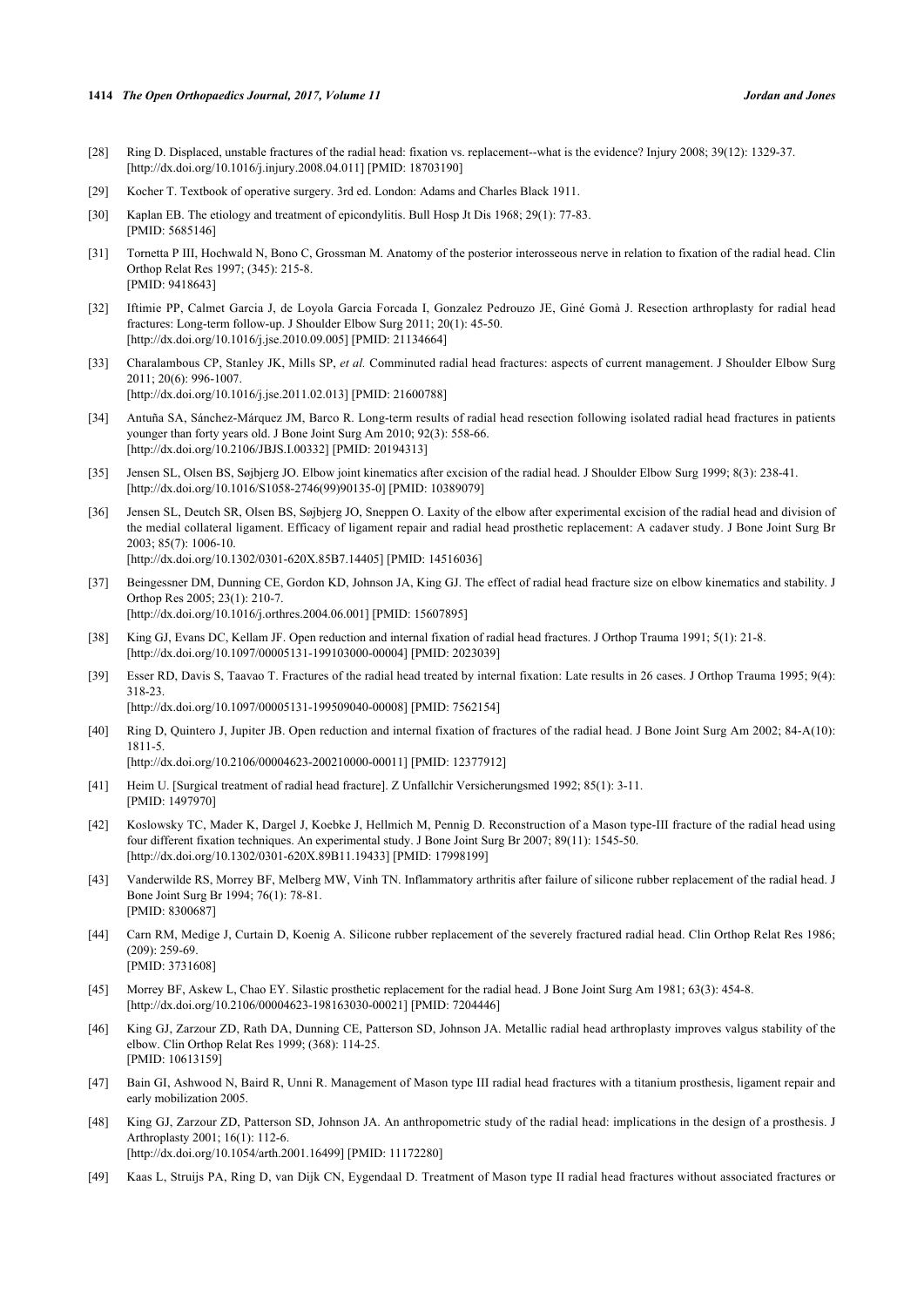[28] Ring D. Displaced, unstable fractures of the radial head: fixation vs. replacement--what is the evidence? Injury 2008; 39(12): 1329-37. [http://dx.doi.org/10.1016/j.injury.2008.04.011] [PMID: 18703190]

[29] Kocher T. Textbook of operative surgery. 3rd ed. London: Adams and Charles Black 1911.

[30] Kaplan EB. The etiology and treatment of epicondylitis. Bull Hosp Jt Dis 1968; 29(1): 77-83. [PMID: 5685146]

[31] Tornetta P III, Hochwald N, Bono C, Grossman M. Anatomy of the posterior interosseous nerve in relation to fixation of the radial head. Clin Orthop Relat Res 1997; (345): 215-8. [PMID: 9418643]

[32] Iftimie PP, Calmet Garcia J, de Loyola Garcia Forcada I, Gonzalez Pedrouzo JE, Giné Gomà J. Resection arthroplasty for radial head fractures: Long-term follow-up. J Shoulder Elbow Surg 2011; 20(1): 45-50. [http://dx.doi.org/10.1016/j.jse.2010.09.005] [PMID: 21134664]

[33] Charalambous CP, Stanley JK, Mills SP, *et al.* Comminuted radial head fractures: aspects of current management. J Shoulder Elbow Surg 2011; 20(6): 996-1007. [http://dx.doi.org/10.1016/j.jse.2011.02.013] [PMID: 21600788]

[34] Antuña SA, Sánchez-Márquez JM, Barco R. Long-term results of radial head resection following isolated radial head fractures in patients younger than forty years old. J Bone Joint Surg Am 2010; 92(3): 558-66. [http://dx.doi.org/10.2106/JBJS.I.00332] [PMID: 20194313]

[35] Jensen SL, Olsen BS, Søjbjerg JO. Elbow joint kinematics after excision of the radial head. J Shoulder Elbow Surg 1999; 8(3): 238-41. [http://dx.doi.org/10.1016/S1058-2746(99)90135-0] [PMID: 10389079]

[36] Jensen SL, Deutch SR, Olsen BS, Søjbjerg JO, Sneppen O. Laxity of the elbow after experimental excision of the radial head and division of the medial collateral ligament. Efficacy of ligament repair and radial head prosthetic replacement: A cadaver study. J Bone Joint Surg Br 2003; 85(7): 1006-10. [http://dx.doi.org/10.1302/0301-620X.85B7.14405] [PMID: 14516036]

[37] Beingessner DM, Dunning CE, Gordon KD, Johnson JA, King GJ. The effect of radial head fracture size on elbow kinematics and stability. J Orthop Res 2005; 23(1): 210-7. [http://dx.doi.org/10.1016/j.orthres.2004.06.001] [PMID: 15607895]

[38] King GJ, Evans DC, Kellam JF. Open reduction and internal fixation of radial head fractures. J Orthop Trauma 1991; 5(1): 21-8. [http://dx.doi.org/10.1097/00005131-199103000-00004] [PMID: 2023039]

[39] Esser RD, Davis S, Taavao T. Fractures of the radial head treated by internal fixation: Late results in 26 cases. J Orthop Trauma 1995; 9(4): 318-23. [http://dx.doi.org/10.1097/00005131-199509040-00008] [PMID: 7562154]

[40] Ring D, Quintero J, Jupiter JB. Open reduction and internal fixation of fractures of the radial head. J Bone Joint Surg Am 2002; 84-A(10): 1811-5. [http://dx.doi.org/10.2106/00004623-200210000-00011] [PMID: 12377912]

[41] Heim U. [Surgical treatment of radial head fracture]. Z Unfallchir Versicherungsmed 1992; 85(1): 3-11. [PMID: 1497970]

[42] Koslowsky TC, Mader K, Dargel J, Koebke J, Hellmich M, Pennig D. Reconstruction of a Mason type-III fracture of the radial head using four different fixation techniques. An experimental study. J Bone Joint Surg Br 2007; 89(11): 1545-50. [http://dx.doi.org/10.1302/0301-620X.89B11.19433] [PMID: 17998199]

[43] Vanderwilde RS, Morrey BF, Melberg MW, Vinh TN. Inflammatory arthritis after failure of silicone rubber replacement of the radial head. J Bone Joint Surg Br 1994; 76(1): 78-81. [PMID: 8300687]

[44] Carn RM, Medige J, Curtain D, Koenig A. Silicone rubber replacement of the severely fractured radial head. Clin Orthop Relat Res 1986; (209): 259-69. [PMID: 3731608]

[45] Morrey BF, Askew L, Chao EY. Silastic prosthetic replacement for the radial head. J Bone Joint Surg Am 1981; 63(3): 454-8. [http://dx.doi.org/10.2106/00004623-198163030-00021] [PMID: 7204446]

[46] King GJ, Zarzour ZD, Rath DA, Dunning CE, Patterson SD, Johnson JA. Metallic radial head arthroplasty improves valgus stability of the elbow. Clin Orthop Relat Res 1999; (368): 114-25. [PMID: 10613159]

[47] Bain GI, Ashwood N, Baird R, Unni R. Management of Mason type III radial head fractures with a titanium prosthesis, ligament repair and early mobilization 2005.

[48] King GJ, Zarzour ZD, Patterson SD, Johnson JA. An anthropometric study of the radial head: implications in the design of a prosthesis. J Arthroplasty 2001; 16(1): 112-6. [http://dx.doi.org/10.1054/arth.2001.16499] [PMID: 11172280]

[49] Kaas L, Struijs PA, Ring D, van Dijk CN, Eygendaal D. Treatment of Mason type II radial head fractures without associated fractures or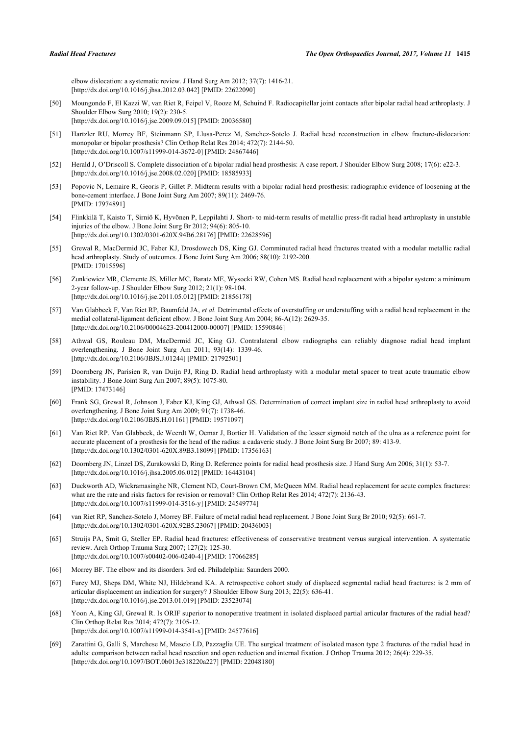elbow dislocation: a systematic review. J Hand Surg Am 2012; 37(7): 1416-21.
[http://dx.doi.org/10.1016/j.jhsa.2012.03.042] [PMID: 22622090]

[50] Moungondo F, El Kazzi W, van Riet R, Feipel V, Rooze M, Schuind F. Radiocapitellar joint contacts after bipolar radial head arthroplasty. J Shoulder Elbow Surg 2010; 19(2): 230-5.
[http://dx.doi.org/10.1016/j.jse.2009.09.015] [PMID: 20036580]

[51] Hartzler RU, Morrey BF, Steinmann SP, Llusa-Perez M, Sanchez-Sotelo J. Radial head reconstruction in elbow fracture-dislocation: monopolar or bipolar prosthesis? Clin Orthop Relat Res 2014; 472(7): 2144-50.
[http://dx.doi.org/10.1007/s11999-014-3672-0] [PMID: 24867446]

[52] Herald J, O'Driscoll S. Complete dissociation of a bipolar radial head prosthesis: A case report. J Shoulder Elbow Surg 2008; 17(6): e22-3.
[http://dx.doi.org/10.1016/j.jse.2008.02.020] [PMID: 18585933]

[53] Popovic N, Lemaire R, Georis P, Gillet P. Midterm results with a bipolar radial head prosthesis: radiographic evidence of loosening at the bone-cement interface. J Bone Joint Surg Am 2007; 89(11): 2469-76.
[PMID: 17974891]

[54] Flinkkilä T, Kaisto T, Sirniö K, Hyvönen P, Leppilahti J. Short- to mid-term results of metallic press-fit radial head arthroplasty in unstable injuries of the elbow. J Bone Joint Surg Br 2012; 94(6): 805-10.
[http://dx.doi.org/10.1302/0301-620X.94B6.28176] [PMID: 22628596]

[55] Grewal R, MacDermid JC, Faber KJ, Drosdowech DS, King GJ. Comminuted radial head fractures treated with a modular metallic radial head arthroplasty. Study of outcomes. J Bone Joint Surg Am 2006; 88(10): 2192-200.
[PMID: 17015596]

[56] Zunkiewicz MR, Clemente JS, Miller MC, Baratz ME, Wysocki RW, Cohen MS. Radial head replacement with a bipolar system: a minimum 2-year follow-up. J Shoulder Elbow Surg 2012; 21(1): 98-104.
[http://dx.doi.org/10.1016/j.jse.2011.05.012] [PMID: 21856178]

[57] Van Glabbeek F, Van Riet RP, Baumfeld JA, *et al.* Detrimental effects of overstuffing or understuffing with a radial head replacement in the medial collateral-ligament deficient elbow. J Bone Joint Surg Am 2004; 86-A(12): 2629-35.
[http://dx.doi.org/10.2106/00004623-200412000-00007] [PMID: 15590846]

[58] Athwal GS, Rouleau DM, MacDermid JC, King GJ. Contralateral elbow radiographs can reliably diagnose radial head implant overlengthening. J Bone Joint Surg Am 2011; 93(14): 1339-46.
[http://dx.doi.org/10.2106/JBJS.J.01244] [PMID: 21792501]

[59] Doornberg JN, Parisien R, van Duijn PJ, Ring D. Radial head arthroplasty with a modular metal spacer to treat acute traumatic elbow instability. J Bone Joint Surg Am 2007; 89(5): 1075-80.
[PMID: 17473146]

[60] Frank SG, Grewal R, Johnson J, Faber KJ, King GJ, Athwal GS. Determination of correct implant size in radial head arthroplasty to avoid overlengthening. J Bone Joint Surg Am 2009; 91(7): 1738-46.
[http://dx.doi.org/10.2106/JBJS.H.01161] [PMID: 19571097]

[61] Van Riet RP. Van Glabbeek, de Weerdt W, Oemar J, Bortier H. Validation of the lesser sigmoid notch of the ulna as a reference point for accurate placement of a prosthesis for the head of the radius: a cadaveric study. J Bone Joint Surg Br 2007; 89: 413-9.
[http://dx.doi.org/10.1302/0301-620X.89B3.18099] [PMID: 17356163]

[62] Doornberg JN, Linzel DS, Zurakowski D, Ring D. Reference points for radial head prosthesis size. J Hand Surg Am 2006; 31(1): 53-7.
[http://dx.doi.org/10.1016/j.jhsa.2005.06.012] [PMID: 16443104]

[63] Duckworth AD, Wickramasinghe NR, Clement ND, Court-Brown CM, McQueen MM. Radial head replacement for acute complex fractures: what are the rate and risks factors for revision or removal? Clin Orthop Relat Res 2014; 472(7): 2136-43.
[http://dx.doi.org/10.1007/s11999-014-3516-y] [PMID: 24549774]

[64] van Riet RP, Sanchez-Sotelo J, Morrey BF. Failure of metal radial head replacement. J Bone Joint Surg Br 2010; 92(5): 661-7.
[http://dx.doi.org/10.1302/0301-620X.92B5.23067] [PMID: 20436003]

[65] Struijs PA, Smit G, Steller EP. Radial head fractures: effectiveness of conservative treatment versus surgical intervention. A systematic review. Arch Orthop Trauma Surg 2007; 127(2): 125-30.
[http://dx.doi.org/10.1007/s00402-006-0240-4] [PMID: 17066285]

[66] Morrey BF. The elbow and its disorders. 3rd ed. Philadelphia: Saunders 2000.

[67] Furey MJ, Sheps DM, White NJ, Hildebrand KA. A retrospective cohort study of displaced segmental radial head fractures: is 2 mm of articular displacement an indication for surgery? J Shoulder Elbow Surg 2013; 22(5): 636-41.
[http://dx.doi.org/10.1016/j.jse.2013.01.019] [PMID: 23523074]

[68] Yoon A, King GJ, Grewal R. Is ORIF superior to nonoperative treatment in isolated displaced partial articular fractures of the radial head? Clin Orthop Relat Res 2014; 472(7): 2105-12.
[http://dx.doi.org/10.1007/s11999-014-3541-x] [PMID: 24577616]

[69] Zarattini G, Galli S, Marchese M, Mascio LD, Pazzaglia UE. The surgical treatment of isolated mason type 2 fractures of the radial head in adults: comparison between radial head resection and open reduction and internal fixation. J Orthop Trauma 2012; 26(4): 229-35.
[http://dx.doi.org/10.1097/BOT.0b013e318220a227] [PMID: 22048180]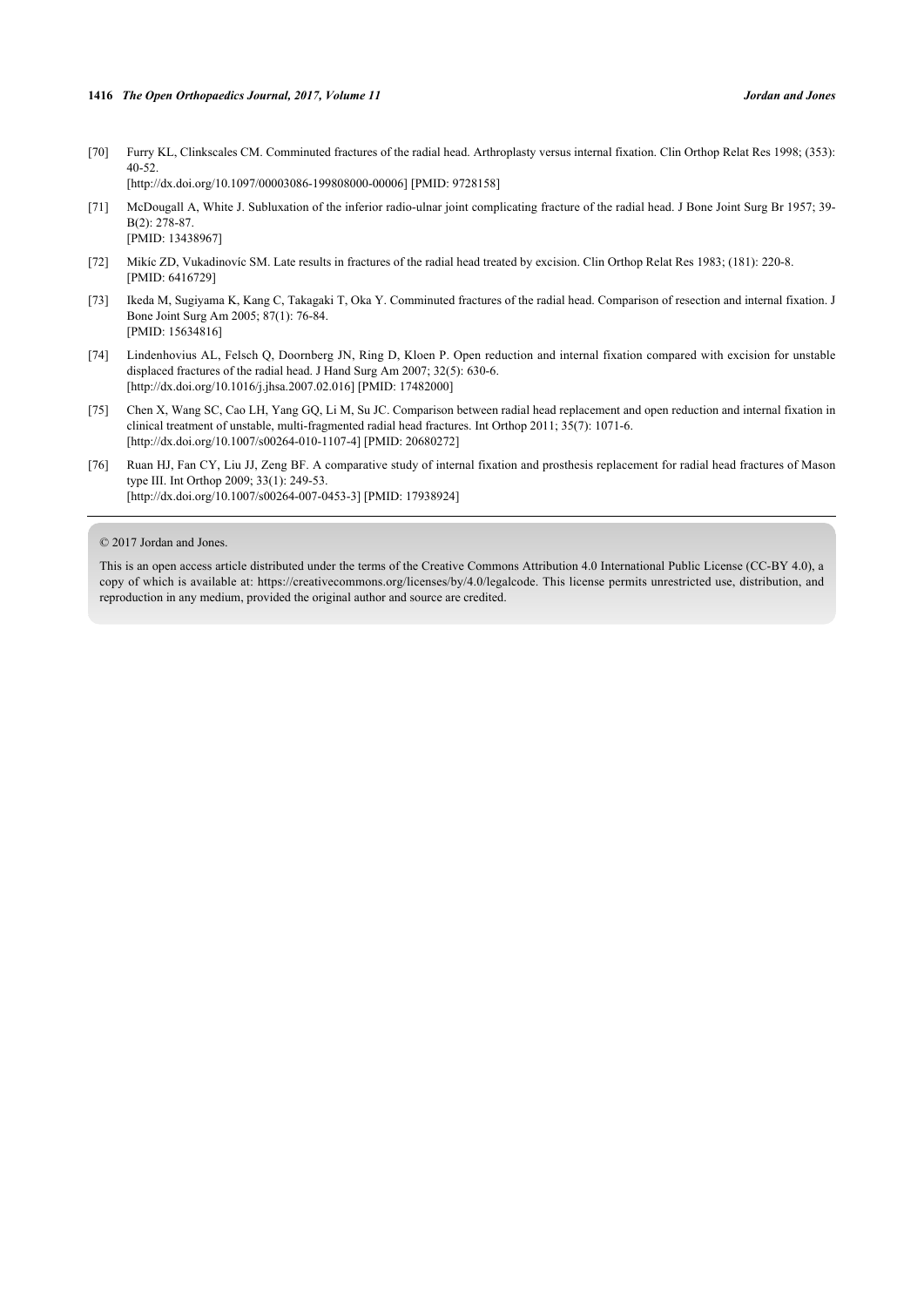[70] Furry KL, Clinkscales CM. Comminuted fractures of the radial head. Arthroplasty versus internal fixation. Clin Orthop Relat Res 1998; (353): 40-52.
[http://dx.doi.org/10.1097/00003086-199808000-00006] [PMID: 9728158]

[71] McDougall A, White J. Subluxation of the inferior radio-ulnar joint complicating fracture of the radial head. J Bone Joint Surg Br 1957; 39-B(2): 278-87.
[PMID: 13438967]

[72] Mikíc ZD, Vukadinovíc SM. Late results in fractures of the radial head treated by excision. Clin Orthop Relat Res 1983; (181): 220-8.
[PMID: 6416729]

[73] Ikeda M, Sugiyama K, Kang C, Takagaki T, Oka Y. Comminuted fractures of the radial head. Comparison of resection and internal fixation. J Bone Joint Surg Am 2005; 87(1): 76-84.
[PMID: 15634816]

[74] Lindenhovius AL, Felsch Q, Doornberg JN, Ring D, Kloen P. Open reduction and internal fixation compared with excision for unstable displaced fractures of the radial head. J Hand Surg Am 2007; 32(5): 630-6.
[http://dx.doi.org/10.1016/j.jhsa.2007.02.016] [PMID: 17482000]

[75] Chen X, Wang SC, Cao LH, Yang GQ, Li M, Su JC. Comparison between radial head replacement and open reduction and internal fixation in clinical treatment of unstable, multi-fragmented radial head fractures. Int Orthop 2011; 35(7): 1071-6.
[http://dx.doi.org/10.1007/s00264-010-1107-4] [PMID: 20680272]

[76] Ruan HJ, Fan CY, Liu JJ, Zeng BF. A comparative study of internal fixation and prosthesis replacement for radial head fractures of Mason type III. Int Orthop 2009; 33(1): 249-53.
[http://dx.doi.org/10.1007/s00264-007-0453-3] [PMID: 17938924]

© 2017 Jordan and Jones.

This is an open access article distributed under the terms of the Creative Commons Attribution 4.0 International Public License (CC-BY 4.0), a copy of which is available at: https://creativecommons.org/licenses/by/4.0/legalcode. This license permits unrestricted use, distribution, and reproduction in any medium, provided the original author and source are credited.